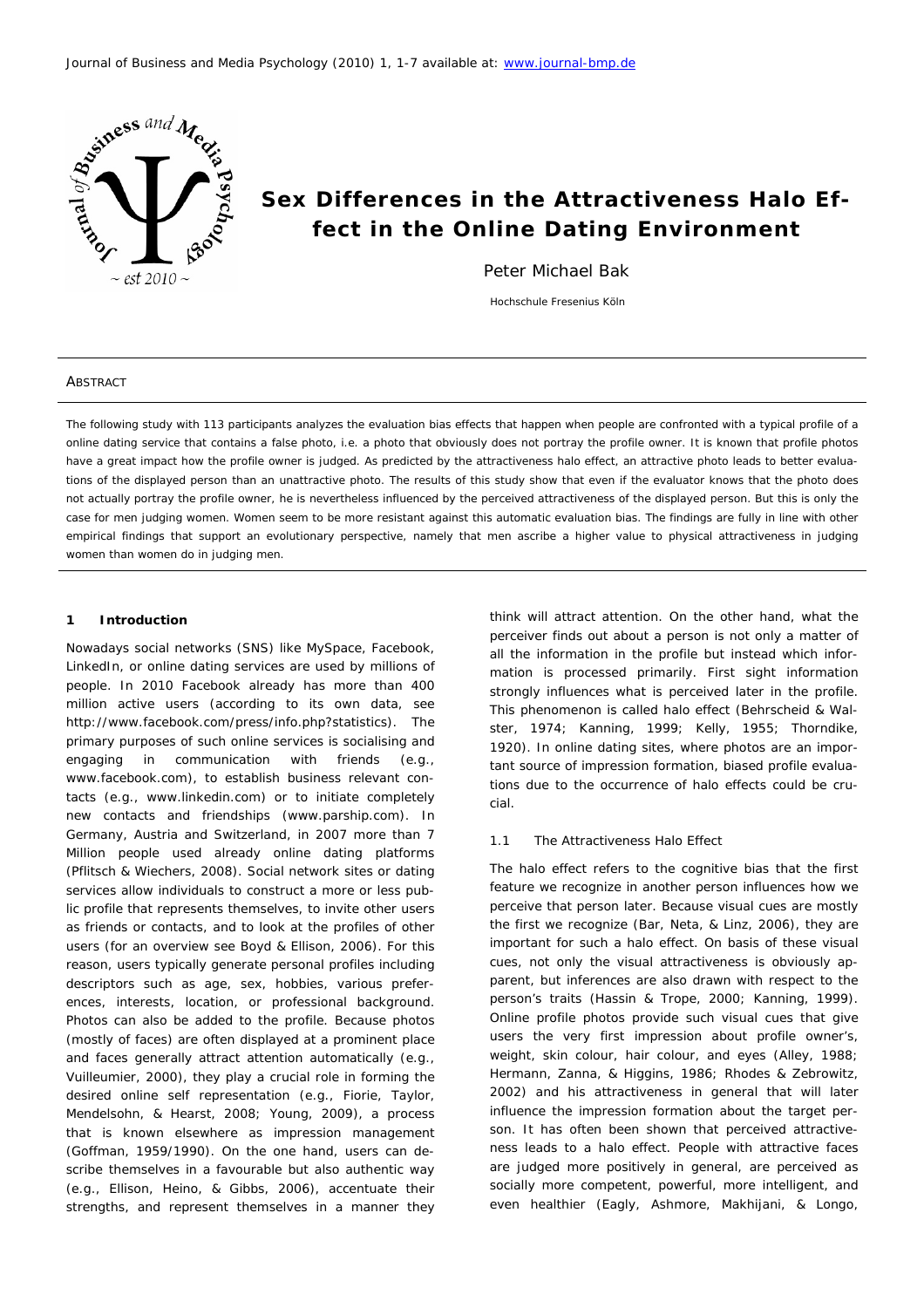# Sex Differences in the Attractiveness Halo Effect in the Online Dating Environment

Peter Michael Bak

Hochschule Fresenius Köln

## Abstract

The following study with 113 participants analyzes the evaluation bias effects that happen when people are confronted with a typical profile of a online dating service that contains a false photo, i.e. a photo that obviously does not portray the profile owner. It is known that profile photos have a great impact how the profile owner is judged. As predicted by the attractiveness halo effect, an attractive photo leads to better evaluations of the displayed person than an unattractive photo. The results of this study show that even if the evaluator knows that the photo does not actually portray the profile owner, he is nevertheless influenced by the perceived attractiveness of the displayed person. But this is only the case for men judging women. Women seem to be more resistant against this automatic evaluation bias. The findings are fully in line with other empirical findings that support an evolutionary perspective, namely that men ascribe a higher value to physical attractiveness in judging women than women do in judging men.

## 1 Introduction

Nowadays social networks (SNS) like MySpace, Facebook, LinkedIn, or online dating services are used by millions of people. In 2010 Facebook already has more than 400 million active users (according to its own data, see http://www.facebook.com/press/info.php?statistics). The primary purposes of such online services is socialising and engaging in communication with friends (e.g., www.facebook.com), to establish business relevant contacts (e.g., www.linkedin.com) or to initiate completely new contacts and friendships (www.parship.com). In Germany, Austria and Switzerland, in 2007 more than 7 Million people used already online dating platforms (Pflitsch & Wiechers, 2008). Social network sites or dating services allow individuals to construct a more or less public profile that represents themselves, to invite other users as friends or contacts, and to look at the profiles of other users (for an overview see Boyd & Ellison, 2006). For this reason, users typically generate personal profiles including descriptors such as age, sex, hobbies, various preferences, interests, location, or professional background. Photos can also be added to the profile. Because photos (mostly of faces) are often displayed at a prominent place and faces generally attract attention automatically (e.g., Vuilleumier, 2000), they play a crucial role in forming the desired online self representation (e.g., Fiorie, Taylor, Mendelsohn, & Hearst, 2008; Young, 2009), a process that is known elsewhere as impression management (Goffman, 1959/1990). On the one hand, users can describe themselves in a favourable but also authentic way (e.g., Ellison, Heino, & Gibbs, 2006), accentuate their strengths, and represent themselves in a manner they think will attract attention. On the other hand, what the perceiver finds out about a person is not only a matter of all the information in the profile but instead which information is processed primarily. First sight information strongly influences what is perceived later in the profile. This phenomenon is called halo effect (Behrscheid & Walster, 1974; Kanning, 1999; Kelly, 1955; Thorndike, 1920). In online dating sites, where photos are an important source of impression formation, biased profile evaluations due to the occurrence of halo effects could be crucial.

### 1.1 The Attractiveness Halo Effect

The halo effect refers to the cognitive bias that the first feature we recognize in another person influences how we perceive that person later. Because visual cues are mostly the first we recognize (Bar, Neta, & Linz, 2006), they are important for such a halo effect. On basis of these visual cues, not only the visual attractiveness is obviously apparent, but inferences are also drawn with respect to the person's traits (Hassin & Trope, 2000; Kanning, 1999). Online profile photos provide such visual cues that give users the very first impression about profile owner's, weight, skin colour, hair colour, and eyes (Alley, 1988; Hermann, Zanna, & Higgins, 1986; Rhodes & Zebrowitz, 2002) and his attractiveness in general that will later influence the impression formation about the target person. It has often been shown that perceived attractiveness leads to a halo effect. People with attractive faces are judged more positively in general, are perceived as socially more competent, powerful, more intelligent, and even healthier (Eagly, Ashmore, Makhijani, & Longo,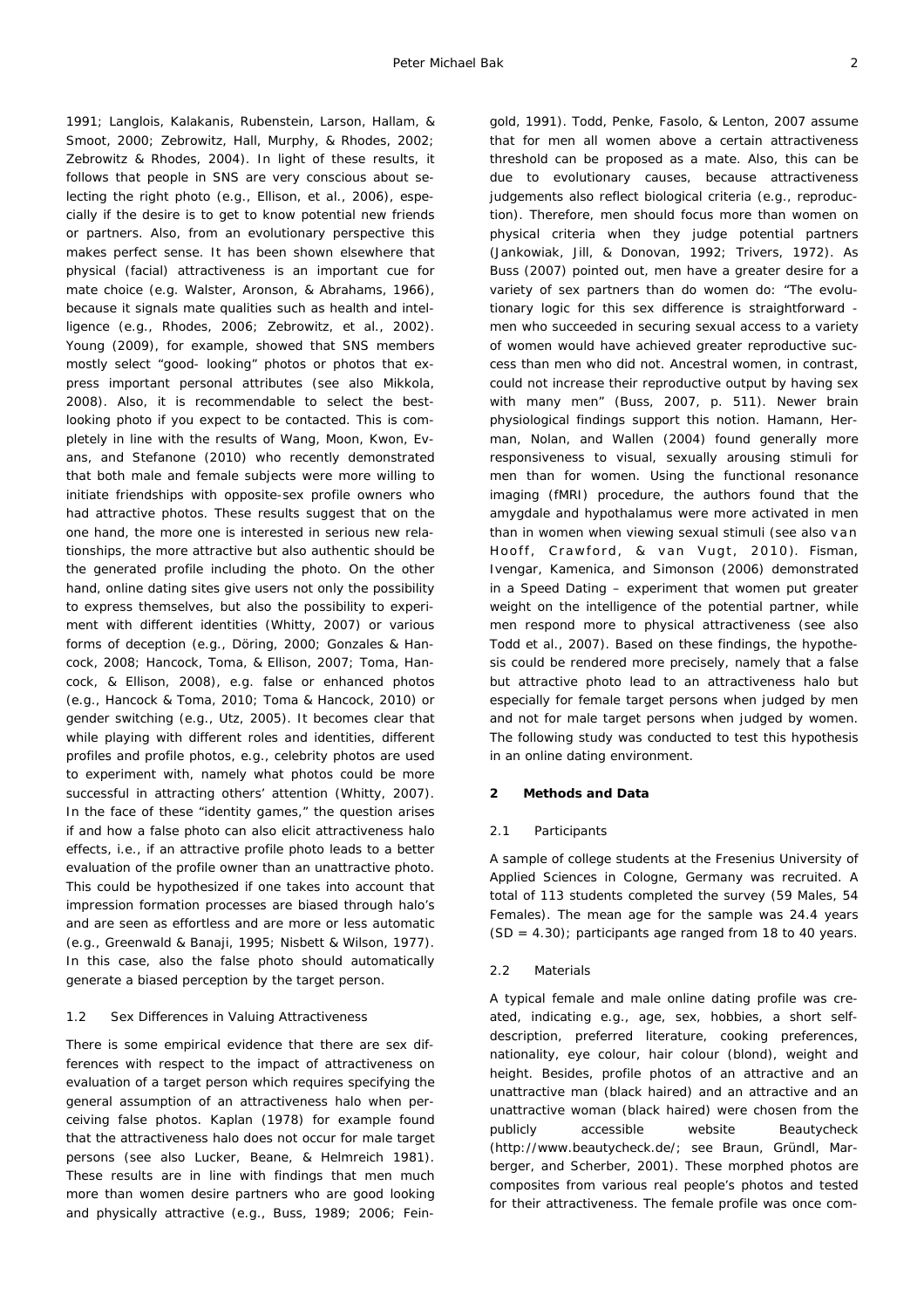1991; Langlois, Kalakanis, Rubenstein, Larson, Hallam, & Smoot, 2000; Zebrowitz, Hall, Murphy, & Rhodes, 2002; Zebrowitz & Rhodes, 2004). In light of these results, it follows that people in SNS are very conscious about selecting the right photo (e.g., Ellison, et al., 2006), especially if the desire is to get to know potential new friends or partners. Also, from an evolutionary perspective this makes perfect sense. It has been shown elsewhere that physical (facial) attractiveness is an important cue for mate choice (e.g. Walster, Aronson, & Abrahams, 1966), because it signals mate qualities such as health and intelligence (e.g., Rhodes, 2006; Zebrowitz, et al., 2002). Young (2009), for example, showed that SNS members mostly select "good- looking" photos or photos that express important personal attributes (see also Mikkola, 2008). Also, it is recommendable to select the best-looking photo if you expect to be contacted. This is completely in line with the results of Wang, Moon, Kwon, Evans, and Stefanone (2010) who recently demonstrated that both male and female subjects were more willing to initiate friendships with opposite-sex profile owners who had attractive photos. These results suggest that on the one hand, the more one is interested in serious new relationships, the more attractive but also authentic should be the generated profile including the photo. On the other hand, online dating sites give users not only the possibility to express themselves, but also the possibility to experiment with different identities (Whitty, 2007) or various forms of deception (e.g., Döring, 2000; Gonzales & Hancock, 2008; Hancock, Toma, & Ellison, 2007; Toma, Hancock, & Ellison, 2008), e.g. false or enhanced photos (e.g., Hancock & Toma, 2010; Toma & Hancock, 2010) or gender switching (e.g., Utz, 2005). It becomes clear that while playing with different roles and identities, different profiles and profile photos, e.g., celebrity photos are used to experiment with, namely what photos could be more successful in attracting others' attention (Whitty, 2007). In the face of these "identity games," the question arises if and how a false photo can also elicit attractiveness halo effects, i.e., if an attractive profile photo leads to a better evaluation of the profile owner than an unattractive photo. This could be hypothesized if one takes into account that impression formation processes are biased through halo's and are seen as effortless and are more or less automatic (e.g., Greenwald & Banaji, 1995; Nisbett & Wilson, 1977). In this case, also the false photo should automatically generate a biased perception by the target person.

### 1.2 Sex Differences in Valuing Attractiveness

There is some empirical evidence that there are sex differences with respect to the impact of attractiveness on evaluation of a target person which requires specifying the general assumption of an attractiveness halo when perceiving false photos. Kaplan (1978) for example found that the attractiveness halo does not occur for male target persons (see also Lucker, Beane, & Helmreich 1981). These results are in line with findings that men much more than women desire partners who are good looking and physically attractive (e.g., Buss, 1989; 2006; Feingold, 1991). Todd, Penke, Fasolo, & Lenton, 2007 assume that for men all women above a certain attractiveness threshold can be proposed as a mate. Also, this can be due to evolutionary causes, because attractiveness judgements also reflect biological criteria (e.g., reproduction). Therefore, men should focus more than women on physical criteria when they judge potential partners (Jankowiak, Jill, & Donovan, 1992; Trivers, 1972). As Buss (2007) pointed out, men have a greater desire for a variety of sex partners than do women do: "The evolutionary logic for this sex difference is straightforward - men who succeeded in securing sexual access to a variety of women would have achieved greater reproductive success than men who did not. Ancestral women, in contrast, could not increase their reproductive output by having sex with many men" (Buss, 2007, p. 511). Newer brain physiological findings support this notion. Hamann, Herman, Nolan, and Wallen (2004) found generally more responsiveness to visual, sexually arousing stimuli for men than for women. Using the functional resonance imaging (fMRI) procedure, the authors found that the amygdale and hypothalamus were more activated in men than in women when viewing sexual stimuli (see also van Hooff, Crawford, & van Vugt, 2010). Fisman, Ivengar, Kamenica, and Simonson (2006) demonstrated in a Speed Dating – experiment that women put greater weight on the intelligence of the potential partner, while men respond more to physical attractiveness (see also Todd et al., 2007). Based on these findings, the hypothesis could be rendered more precisely, namely that a false but attractive photo lead to an attractiveness halo but especially for female target persons when judged by men and not for male target persons when judged by women. The following study was conducted to test this hypothesis in an online dating environment.

## 2 Methods and Data

### 2.1 Participants

A sample of college students at the Fresenius University of Applied Sciences in Cologne, Germany was recruited. A total of 113 students completed the survey (59 Males, 54 Females). The mean age for the sample was 24.4 years ($SD = 4.30$); participants age ranged from 18 to 40 years.

### 2.2 Materials

A typical female and male online dating profile was created, indicating e.g., age, sex, hobbies, a short self-description, preferred literature, cooking preferences, nationality, eye colour, hair colour (blond), weight and height. Besides, profile photos of an attractive and an unattractive man (black haired) and an attractive and an unattractive woman (black haired) were chosen from the publicly accessible website Beautycheck (http://www.beautycheck.de/; see Braun, Gründl, Marberger, and Scherber, 2001). These morphed photos are composites from various real people's photos and tested for their attractiveness. The female profile was once com-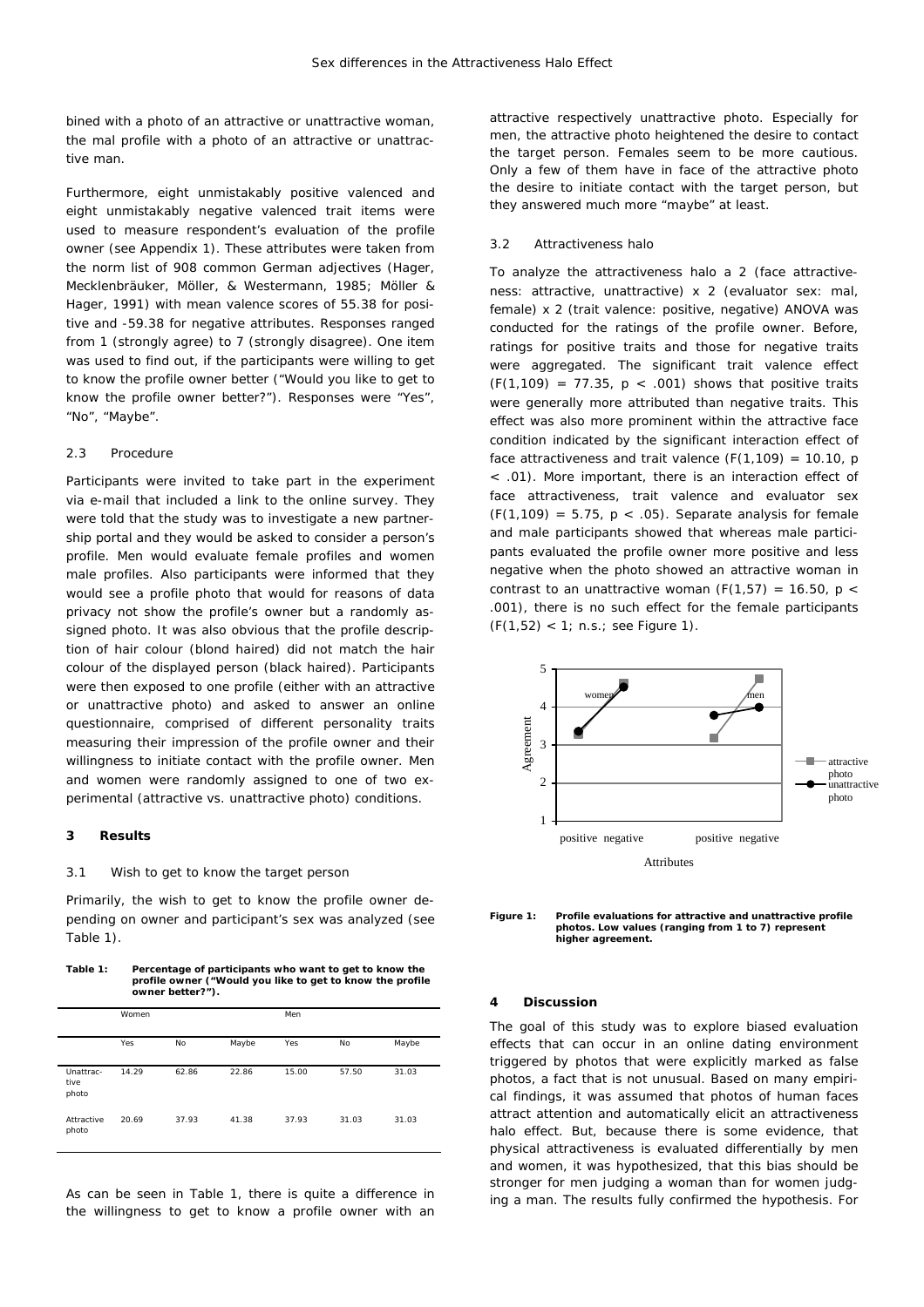bined with a photo of an attractive or unattractive woman, the mal profile with a photo of an attractive or unattractive man.

Furthermore, eight unmistakably positive valenced and eight unmistakably negative valenced trait items were used to measure respondent's evaluation of the profile owner (see Appendix 1). These attributes were taken from the norm list of 908 common German adjectives (Hager, Mecklenbräuker, Möller, & Westermann, 1985; Möller & Hager, 1991) with mean valence scores of 55.38 for positive and -59.38 for negative attributes. Responses ranged from 1 (strongly agree) to 7 (strongly disagree). One item was used to find out, if the participants were willing to get to know the profile owner better ("Would you like to get to know the profile owner better?"). Responses were "Yes", "No", "Maybe".

### 2.3 Procedure

Participants were invited to take part in the experiment via e-mail that included a link to the online survey. They were told that the study was to investigate a new partnership portal and they would be asked to consider a person's profile. Men would evaluate female profiles and women male profiles. Also participants were informed that they would see a profile photo that would for reasons of data privacy not show the profile's owner but a randomly assigned photo. It was also obvious that the profile description of hair colour (blond haired) did not match the hair colour of the displayed person (black haired). Participants were then exposed to one profile (either with an attractive or unattractive photo) and asked to answer an online questionnaire, comprised of different personality traits measuring their impression of the profile owner and their willingness to initiate contact with the profile owner. Men and women were randomly assigned to one of two experimental (attractive vs. unattractive photo) conditions.

## 3 Results

### 3.1 Wish to get to know the target person

Primarily, the wish to get to know the profile owner depending on owner and participant's sex was analyzed (see Table 1).

**Table 1: Percentage of participants who want to get to know the profile owner ("Would you like to get to know the profile owner better?").**

| | Women | | | Men | | |
|---|---|---|---|---|---|---|
| | Yes | No | Maybe | Yes | No | Maybe |
| Unattractive photo | 14.29 | 62.86 | 22.86 | 15.00 | 57.50 | 31.03 |
| Attractive photo | 20.69 | 37.93 | 41.38 | 37.93 | 31.03 | 31.03 |

As can be seen in Table 1, there is quite a difference in the willingness to get to know a profile owner with an attractive respectively unattractive photo. Especially for men, the attractive photo heightened the desire to contact the target person. Females seem to be more cautious. Only a few of them have in face of the attractive photo the desire to initiate contact with the target person, but they answered much more "maybe" at least.

### 3.2 Attractiveness halo

To analyze the attractiveness halo a 2 (face attractiveness: attractive, unattractive) x 2 (evaluator sex: mal, female) x 2 (trait valence: positive, negative) ANOVA was conducted for the ratings of the profile owner. Before, ratings for positive traits and those for negative traits were aggregated. The significant trait valence effect ($F(1,109) = 77.35$, $p < .001$) shows that positive traits were generally more attributed than negative traits. This effect was also more prominent within the attractive face condition indicated by the significant interaction effect of face attractiveness and trait valence ($F(1,109) = 10.10$, $p < .01$). More important, there is an interaction effect of face attractiveness, trait valence and evaluator sex ($F(1,109) = 5.75$, $p < .05$). Separate analysis for female and male participants showed that whereas male participants evaluated the profile owner more positive and less negative when the photo showed an attractive woman in contrast to an unattractive woman ($F(1,57) = 16.50$, $p < .001$), there is no such effect for the female participants ($F(1,52) < 1$; n.s.; see Figure 1).

**Figure 1: Profile evaluations for attractive and unattractive profile photos. Low values (ranging from 1 to 7) represent higher agreement.**

## 4 Discussion

The goal of this study was to explore biased evaluation effects that can occur in an online dating environment triggered by photos that were explicitly marked as false photos, a fact that is not unusual. Based on many empirical findings, it was assumed that photos of human faces attract attention and automatically elicit an attractiveness halo effect. But, because there is some evidence, that physical attractiveness is evaluated differentially by men and women, it was hypothesized, that this bias should be stronger for men judging a woman than for women judging a man. The results fully confirmed the hypothesis. For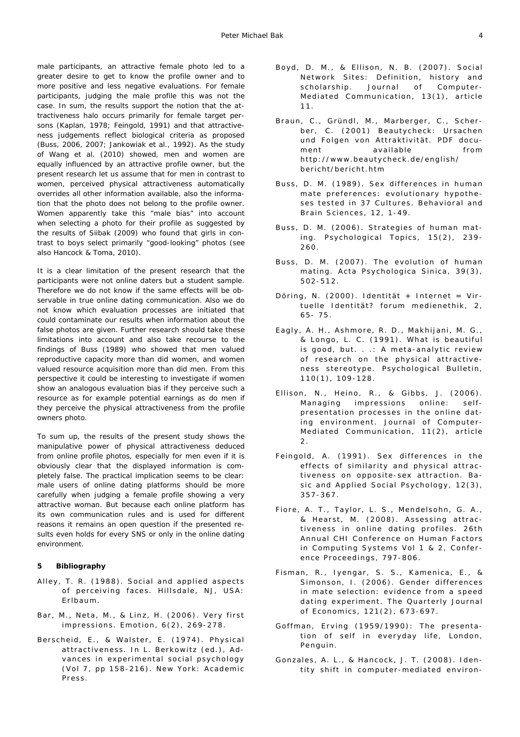male participants, an attractive female photo led to a greater desire to get to know the profile owner and to more positive and less negative evaluations. For female participants, judging the male profile this was not the case. In sum, the results support the notion that the attractiveness halo occurs primarily for female target persons (Kaplan, 1978; Feingold, 1991) and that attractiveness judgements reflect biological criteria as proposed (Buss, 2006, 2007; Jankowiak et al., 1992). As the study of Wang et al. (2010) showed, men and women are equally influenced by an attractive profile owner, but the present research let us assume that for men in contrast to women, perceived physical attractiveness automatically overrides all other information available, also the information that the photo does not belong to the profile owner. Women apparently take this "male bias" into account when selecting a photo for their profile as suggested by the results of Siibak (2009) who found that girls in contrast to boys select primarily "good-looking" photos (see also Hancock & Toma, 2010).

It is a clear limitation of the present research that the participants were not online daters but a student sample. Therefore we do not know if the same effects will be observable in true online dating communication. Also we do not know which evaluation processes are initiated that could contaminate our results when information about the false photos are given. Further research should take these limitations into account and also take recourse to the findings of Buss (1989) who showed that men valued reproductive capacity more than did women, and women valued resource acquisition more than did men. From this perspective it could be interesting to investigate if women show an analogous evaluation bias if they perceive such a resource as for example potential earnings as do men if they perceive the physical attractiveness from the profile owners photo.

To sum up, the results of the present study shows the manipulative power of physical attractiveness deduced from online profile photos, especially for men even if it is obviously clear that the displayed information is completely false. The practical implication seems to be clear: male users of online dating platforms should be more carefully when judging a female profile showing a very attractive woman. But because each online platform has its own communication rules and is used for different reasons it remains an open question if the presented results even holds for every SNS or only in the online dating environment.

## 5 Bibliography

Alley, T. R. (1988). Social and applied aspects of perceiving faces. Hillsdale, NJ, USA: Erlbaum.

Bar, M., Neta, M., & Linz, H. (2006). Very first impressions. Emotion, 6(2), 269-278.

Berscheid, E., & Walster, E. (1974). Physical attractiveness. In L. Berkowitz (ed.), Advances in experimental social psychology (Vol 7, pp 158-216). New York: Academic Press.

Boyd, D. M., & Ellison, N. B. (2007). Social Network Sites: Definition, history and scholarship. Journal of Computer-Mediated Communication, 13(1), article 11.

Braun, C., Gründl, M., Marberger, C., Scherber, C. (2001) Beautycheck: Ursachen und Folgen von Attraktivität. PDF document available from http://www.beautycheck.de/english/bericht/bericht.htm

Buss, D. M. (1989). Sex differences in human mate preferences: evolutionary hypotheses tested in 37 Cultures. Behavioral and Brain Sciences, 12, 1-49.

Buss, D. M. (2006). Strategies of human mating. Psychological Topics, 15(2), 239-260.

Buss, D. M. (2007). The evolution of human mating. Acta Psychologica Sinica, 39(3), 502-512.

Döring, N. (2000). Identität + Internet = Virtuelle Identität? forum medienethik, 2, 65- 75.

Eagly, A. H., Ashmore, R. D., Makhijani, M. G., & Longo, L. C. (1991). What is beautiful is good, but. . .: A meta-analytic review of research on the physical attractiveness stereotype. Psychological Bulletin, 110(1), 109-128.

Ellison, N., Heino, R., & Gibbs, J. (2006). Managing impressions online: self-presentation processes in the online dating environment. Journal of Computer-Mediated Communication, 11(2), article 2.

Feingold, A. (1991). Sex differences in the effects of similarity and physical attractiveness on opposite-sex attraction. Basic and Applied Social Psychology, 12(3), 357-367.

Fiore, A. T., Taylor, L. S., Mendelsohn, G. A., & Hearst, M. (2008). Assessing attractiveness in online dating profiles. 26th Annual CHI Conference on Human Factors in Computing Systems Vol 1 & 2, Conference Proceedings, 797-806.

Fisman, R., Iyengar, S. S., Kamenica, E., & Simonson, I. (2006). Gender differences in mate selection: evidence from a speed dating experiment. The Quarterly Journal of Economics, 121(2), 673-697.

Goffman, Erving (1959/1990): The presentation of self in everyday life, London, Penguin.

Gonzales, A. L., & Hancock, J. T. (2008). Identity shift in computer-mediated environ-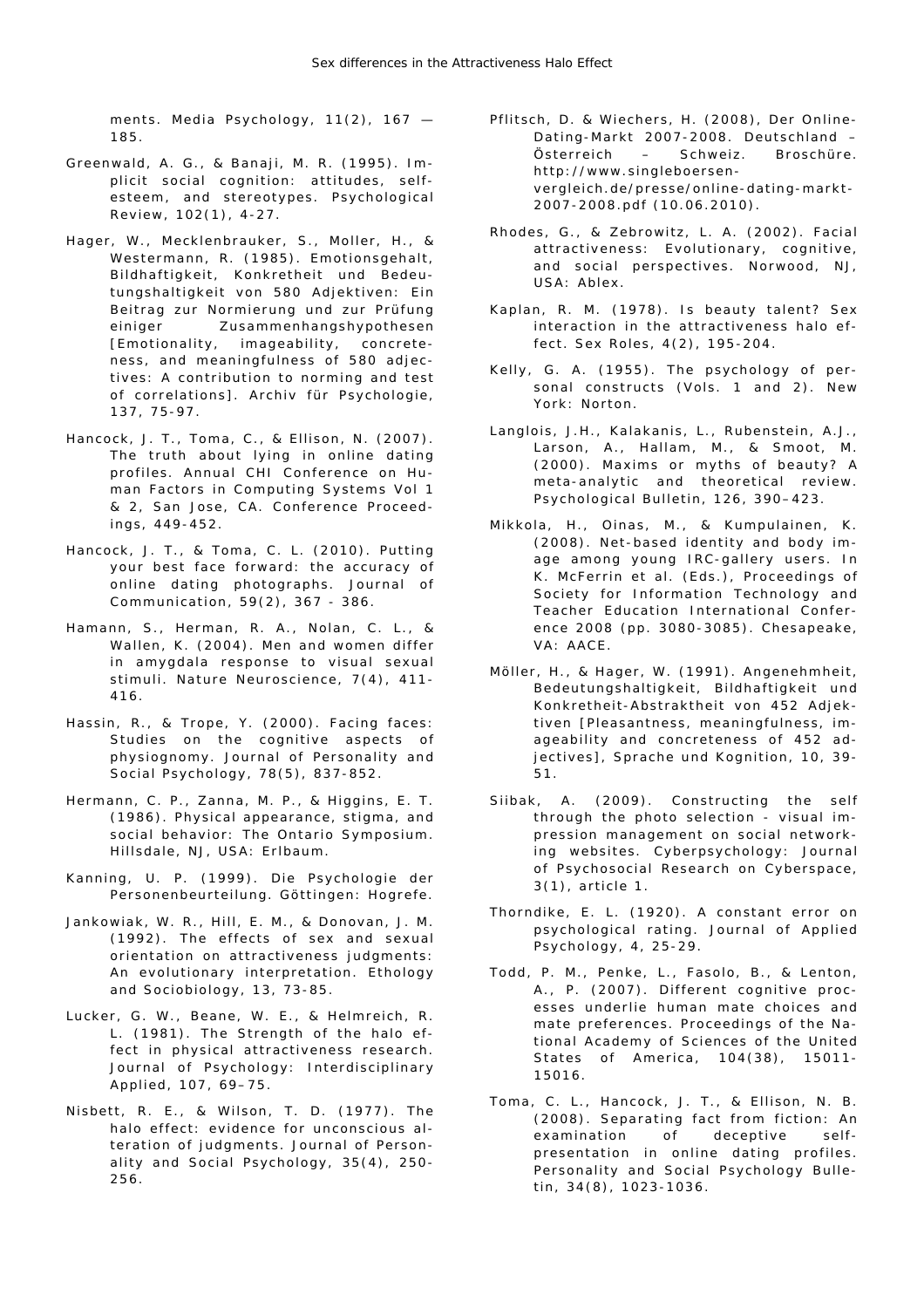ments. Media Psychology, 11(2), 167 — 185.

Greenwald, A. G., & Banaji, M. R. (1995). Implicit social cognition: attitudes, self-esteem, and stereotypes. Psychological Review, 102(1), 4-27.

Hager, W., Mecklenbrauker, S., Moller, H., & Westermann, R. (1985). Emotionsgehalt, Bildhaftigkeit, Konkretheit und Bedeutungshaltigkeit von 580 Adjektiven: Ein Beitrag zur Normierung und zur Prüfung einiger Zusammenhangshypothesen [Emotionality, imageability, concreteness, and meaningfulness of 580 adjectives: A contribution to norming and test of correlations]. Archiv für Psychologie, 137, 75-97.

Hancock, J. T., Toma, C., & Ellison, N. (2007). The truth about lying in online dating profiles. Annual CHI Conference on Human Factors in Computing Systems Vol 1 & 2, San Jose, CA. Conference Proceedings, 449-452.

Hancock, J. T., & Toma, C. L. (2010). Putting your best face forward: the accuracy of online dating photographs. Journal of Communication, 59(2), 367 - 386.

Hamann, S., Herman, R. A., Nolan, C. L., & Wallen, K. (2004). Men and women differ in amygdala response to visual sexual stimuli. Nature Neuroscience, 7(4), 411-416.

Hassin, R., & Trope, Y. (2000). Facing faces: Studies on the cognitive aspects of physiognomy. Journal of Personality and Social Psychology, 78(5), 837-852.

Hermann, C. P., Zanna, M. P., & Higgins, E. T. (1986). Physical appearance, stigma, and social behavior: The Ontario Symposium. Hillsdale, NJ, USA: Erlbaum.

Kanning, U. P. (1999). Die Psychologie der Personenbeurteilung. Göttingen: Hogrefe.

Jankowiak, W. R., Hill, E. M., & Donovan, J. M. (1992). The effects of sex and sexual orientation on attractiveness judgments: An evolutionary interpretation. Ethology and Sociobiology, 13, 73-85.

Lucker, G. W., Beane, W. E., & Helmreich, R. L. (1981). The Strength of the halo effect in physical attractiveness research. Journal of Psychology: Interdisciplinary Applied, 107, 69–75.

Nisbett, R. E., & Wilson, T. D. (1977). The halo effect: evidence for unconscious alteration of judgments. Journal of Personality and Social Psychology, 35(4), 250-256.

Pflitsch, D. & Wiechers, H. (2008), Der Online-Dating-Markt 2007-2008. Deutschland – Österreich – Schweiz. Broschüre. http://www.singleboersen-vergleich.de/presse/online-dating-markt-2007-2008.pdf (10.06.2010).

Rhodes, G., & Zebrowitz, L. A. (2002). Facial attractiveness: Evolutionary, cognitive, and social perspectives. Norwood, NJ, USA: Ablex.

Kaplan, R. M. (1978). Is beauty talent? Sex interaction in the attractiveness halo effect. Sex Roles, 4(2), 195-204.

Kelly, G. A. (1955). The psychology of personal constructs (Vols. 1 and 2). New York: Norton.

Langlois, J.H., Kalakanis, L., Rubenstein, A.J., Larson, A., Hallam, M., & Smoot, M. (2000). Maxims or myths of beauty? A meta-analytic and theoretical review. Psychological Bulletin, 126, 390–423.

Mikkola, H., Oinas, M., & Kumpulainen, K. (2008). Net-based identity and body image among young IRC-gallery users. In K. McFerrin et al. (Eds.), Proceedings of Society for Information Technology and Teacher Education International Conference 2008 (pp. 3080-3085). Chesapeake, VA: AACE.

Möller, H., & Hager, W. (1991). Angenehmheit, Bedeutungshaltigkeit, Bildhaftigkeit und Konkretheit-Abstraktheit von 452 Adjektiven [Pleasantness, meaningfulness, imageability and concreteness of 452 adjectives], Sprache und Kognition, 10, 39-51.

Siibak, A. (2009). Constructing the self through the photo selection - visual impression management on social networking websites. Cyberpsychology: Journal of Psychosocial Research on Cyberspace, 3(1), article 1.

Thorndike, E. L. (1920). A constant error on psychological rating. Journal of Applied Psychology, 4, 25-29.

Todd, P. M., Penke, L., Fasolo, B., & Lenton, A., P. (2007). Different cognitive processes underlie human mate choices and mate preferences. Proceedings of the National Academy of Sciences of the United States of America, 104(38), 15011-15016.

Toma, C. L., Hancock, J. T., & Ellison, N. B. (2008). Separating fact from fiction: An examination of deceptive self-presentation in online dating profiles. Personality and Social Psychology Bulletin, 34(8), 1023-1036.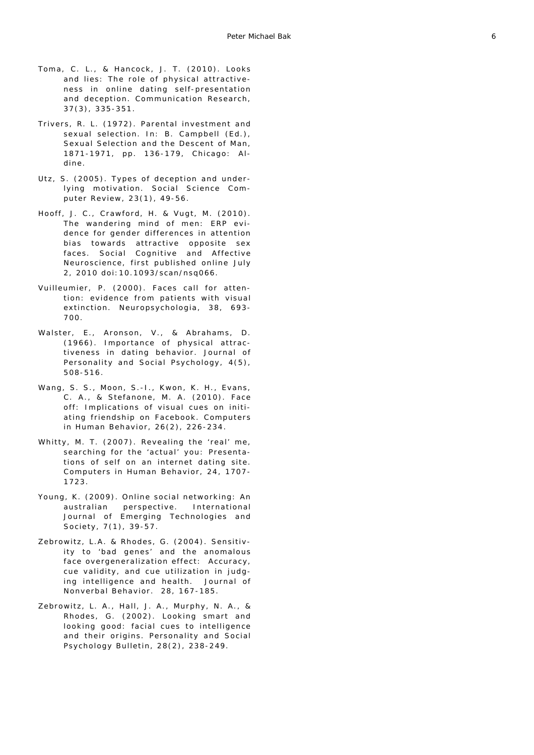Toma, C. L., & Hancock, J. T. (2010). Looks and lies: The role of physical attractiveness in online dating self-presentation and deception. Communication Research, 37(3), 335-351.

Trivers, R. L. (1972). Parental investment and sexual selection. In: B. Campbell (Ed.), Sexual Selection and the Descent of Man, 1871-1971, pp. 136-179, Chicago: Aldine.

Utz, S. (2005). Types of deception and underlying motivation. Social Science Computer Review, 23(1), 49-56.

Hooff, J. C., Crawford, H. & Vugt, M. (2010). The wandering mind of men: ERP evidence for gender differences in attention bias towards attractive opposite sex faces. Social Cognitive and Affective Neuroscience, first published online July 2, 2010 doi:10.1093/scan/nsq066.

Vuilleumier, P. (2000). Faces call for attention: evidence from patients with visual extinction. Neuropsychologia, 38, 693-700.

Walster, E., Aronson, V., & Abrahams, D. (1966). Importance of physical attractiveness in dating behavior. Journal of Personality and Social Psychology, 4(5), 508-516.

Wang, S. S., Moon, S.-I., Kwon, K. H., Evans, C. A., & Stefanone, M. A. (2010). Face off: Implications of visual cues on initiating friendship on Facebook. Computers in Human Behavior, 26(2), 226-234.

Whitty, M. T. (2007). Revealing the 'real' me, searching for the 'actual' you: Presentations of self on an internet dating site. Computers in Human Behavior, 24, 1707-1723.

Young, K. (2009). Online social networking: An australian perspective. International Journal of Emerging Technologies and Society, 7(1), 39-57.

Zebrowitz, L.A. & Rhodes, G. (2004). Sensitivity to 'bad genes' and the anomalous face overgeneralization effect: Accuracy, cue validity, and cue utilization in judging intelligence and health. Journal of Nonverbal Behavior. 28, 167-185.

Zebrowitz, L. A., Hall, J. A., Murphy, N. A., & Rhodes, G. (2002). Looking smart and looking good: facial cues to intelligence and their origins. Personality and Social Psychology Bulletin, 28(2), 238-249.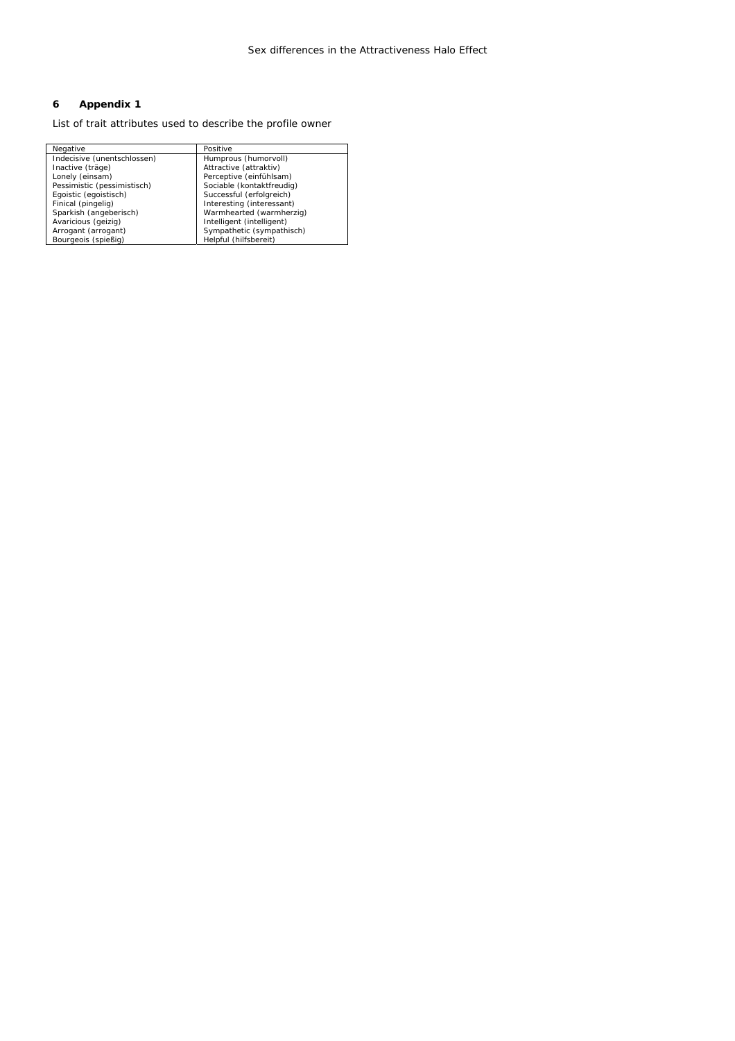## 6 Appendix 1

List of trait attributes used to describe the profile owner

| Negative | Positive |
|---|---|
| Indecisive (unentschlossen) | Humprous (humorvoll) |
| Inactive (träge) | Attractive (attraktiv) |
| Lonely (einsam) | Perceptive (einfühlsam) |
| Pessimistic (pessimistisch) | Sociable (kontaktfreudig) |
| Egoistic (egoistisch) | Successful (erfolgreich) |
| Finical (pingelig) | Interesting (interessant) |
| Sparkish (angeberisch) | Warmhearted (warmherzig) |
| Avaricious (geizig) | Intelligent (intelligent) |
| Arrogant (arrogant) | Sympathetic (sympathisch) |
| Bourgeois (spießig) | Helpful (hilfsbereit) |